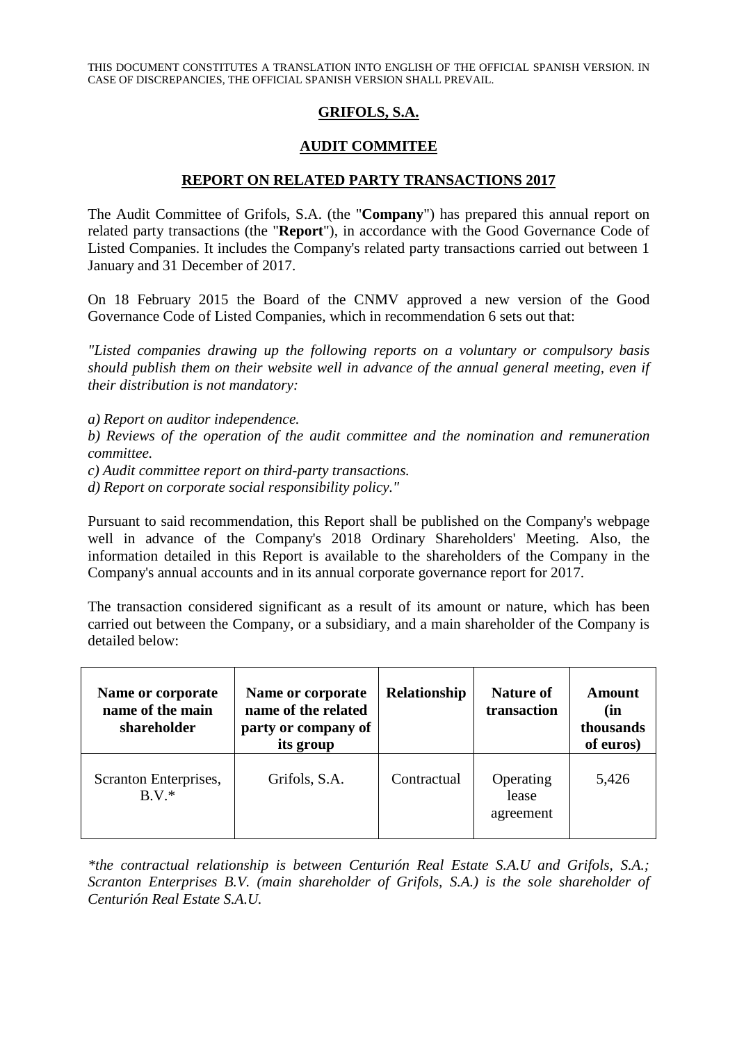THIS DOCUMENT CONSTITUTES A TRANSLATION INTO ENGLISH OF THE OFFICIAL SPANISH VERSION. IN CASE OF DISCREPANCIES, THE OFFICIAL SPANISH VERSION SHALL PREVAIL.

# GRIFOLS, S.A.

## AUDIT COMMITEE

## REPORT ON RELATED PARTY TRANSACTIONS 2017

The Audit Committee of Grifols, S.A. (the "**Company**") has prepared this annual report on related party transactions (the "**Report**"), in accordance with the Good Governance Code of Listed Companies. It includes the Company's related party transactions carried out between 1 January and 31 December of 2017.

On 18 February 2015 the Board of the CNMV approved a new version of the Good Governance Code of Listed Companies, which in recommendation 6 sets out that:

*"Listed companies drawing up the following reports on a voluntary or compulsory basis should publish them on their website well in advance of the annual general meeting, even if their distribution is not mandatory:*

*a) Report on auditor independence.*
*b) Reviews of the operation of the audit committee and the nomination and remuneration committee.*
*c) Audit committee report on third-party transactions.*
*d) Report on corporate social responsibility policy."*

Pursuant to said recommendation, this Report shall be published on the Company's webpage well in advance of the Company's 2018 Ordinary Shareholders' Meeting. Also, the information detailed in this Report is available to the shareholders of the Company in the Company's annual accounts and in its annual corporate governance report for 2017.

The transaction considered significant as a result of its amount or nature, which has been carried out between the Company, or a subsidiary, and a main shareholder of the Company is detailed below:

| Name or corporate name of the main shareholder | Name or corporate name of the related party or company of its group | Relationship | Nature of transaction | Amount (in thousands of euros) |
|---|---|---|---|---|
| Scranton Enterprises, B.V.* | Grifols, S.A. | Contractual | Operating lease agreement | 5,426 |

*\*the contractual relationship is between Centurión Real Estate S.A.U and Grifols, S.A.; Scranton Enterprises B.V. (main shareholder of Grifols, S.A.) is the sole shareholder of Centurión Real Estate S.A.U.*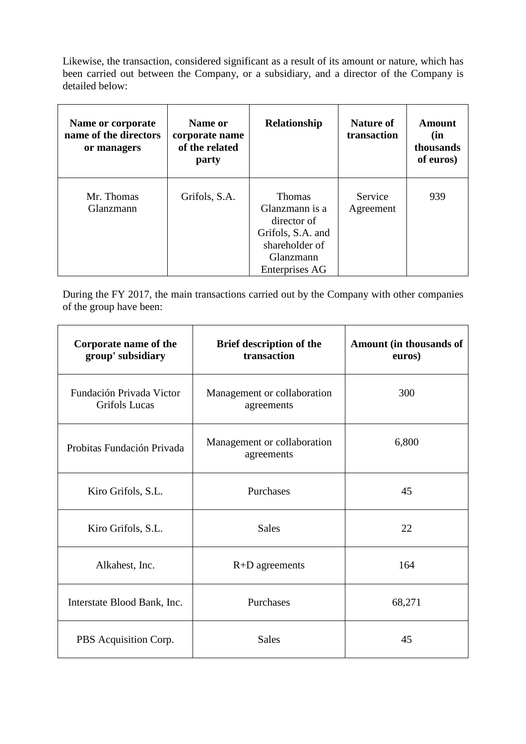Likewise, the transaction, considered significant as a result of its amount or nature, which has been carried out between the Company, or a subsidiary, and a director of the Company is detailed below:

| Name or corporate name of the directors or managers | Name or corporate name of the related party | Relationship | Nature of transaction | Amount (in thousands of euros) |
|---|---|---|---|---|
| Mr. Thomas Glanzmann | Grifols, S.A. | Thomas Glanzmann is a director of Grifols, S.A. and shareholder of Glanzmann Enterprises AG | Service Agreement | 939 |

During the FY 2017, the main transactions carried out by the Company with other companies of the group have been:

| Corporate name of the group' subsidiary | Brief description of the transaction | Amount (in thousands of euros) |
|---|---|---|
| Fundación Privada Victor Grifols Lucas | Management or collaboration agreements | 300 |
| Probitas Fundación Privada | Management or collaboration agreements | 6,800 |
| Kiro Grifols, S.L. | Purchases | 45 |
| Kiro Grifols, S.L. | Sales | 22 |
| Alkahest, Inc. | R+D agreements | 164 |
| Interstate Blood Bank, Inc. | Purchases | 68,271 |
| PBS Acquisition Corp. | Sales | 45 |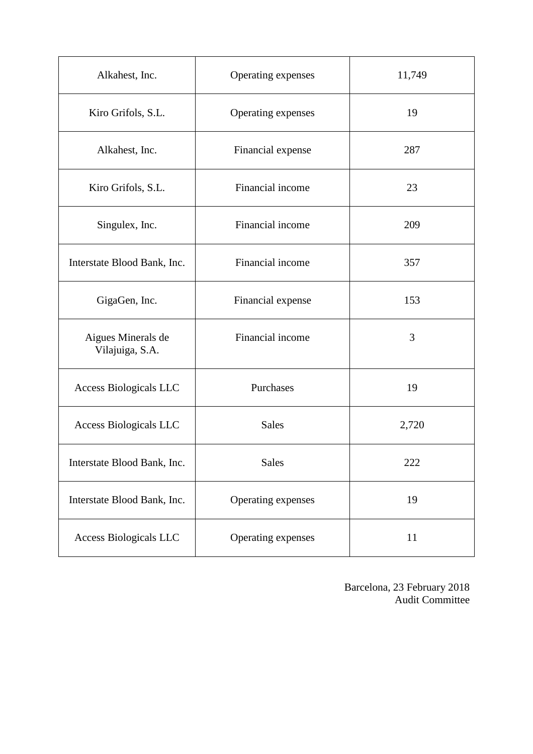| | | |
|---|---|---|
| Alkahest, Inc. | Operating expenses | 11,749 |
| Kiro Grifols, S.L. | Operating expenses | 19 |
| Alkahest, Inc. | Financial expense | 287 |
| Kiro Grifols, S.L. | Financial income | 23 |
| Singulex, Inc. | Financial income | 209 |
| Interstate Blood Bank, Inc. | Financial income | 357 |
| GigaGen, Inc. | Financial expense | 153 |
| Aigues Minerals de Vilajuiga, S.A. | Financial income | 3 |
| Access Biologicals LLC | Purchases | 19 |
| Access Biologicals LLC | Sales | 2,720 |
| Interstate Blood Bank, Inc. | Sales | 222 |
| Interstate Blood Bank, Inc. | Operating expenses | 19 |
| Access Biologicals LLC | Operating expenses | 11 |

Barcelona, 23 February 2018
Audit Committee